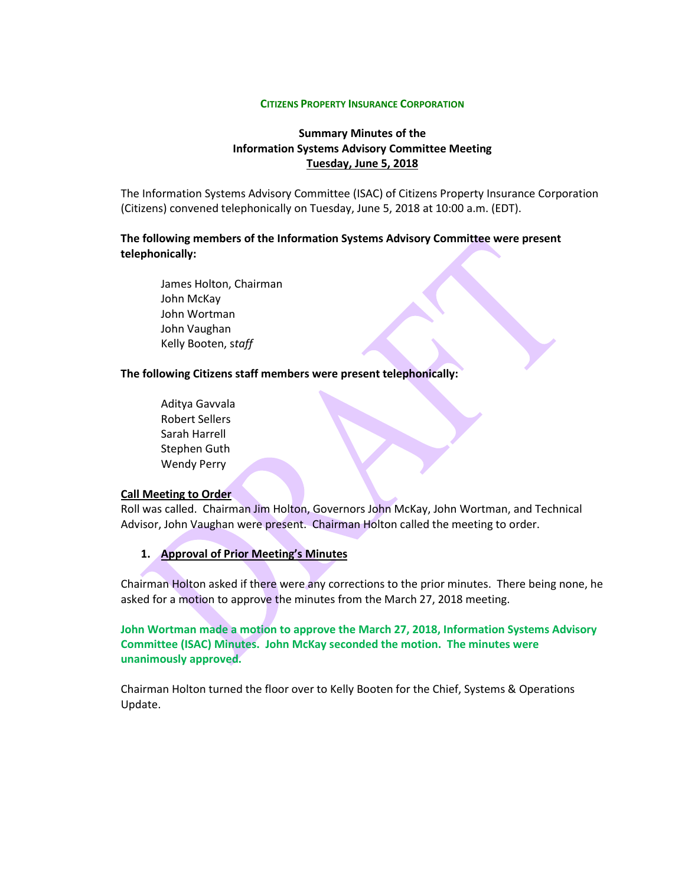**CITIZENS PROPERTY INSURANCE CORPORATION**

**Summary Minutes of the**
**Information Systems Advisory Committee Meeting**
**Tuesday, June 5, 2018**

The Information Systems Advisory Committee (ISAC) of Citizens Property Insurance Corporation (Citizens) convened telephonically on Tuesday, June 5, 2018 at 10:00 a.m. (EDT).

**The following members of the Information Systems Advisory Committee were present telephonically:**

James Holton, Chairman
John McKay
John Wortman
John Vaughan
Kelly Booten, *staff*

**The following Citizens staff members were present telephonically:**

Aditya Gavvala
Robert Sellers
Sarah Harrell
Stephen Guth
Wendy Perry

**Call Meeting to Order**

Roll was called. Chairman Jim Holton, Governors John McKay, John Wortman, and Technical Advisor, John Vaughan were present. Chairman Holton called the meeting to order.

1. **Approval of Prior Meeting's Minutes**

Chairman Holton asked if there were any corrections to the prior minutes. There being none, he asked for a motion to approve the minutes from the March 27, 2018 meeting.

**John Wortman made a motion to approve the March 27, 2018, Information Systems Advisory Committee (ISAC) Minutes. John McKay seconded the motion. The minutes were unanimously approved.**

Chairman Holton turned the floor over to Kelly Booten for the Chief, Systems & Operations Update.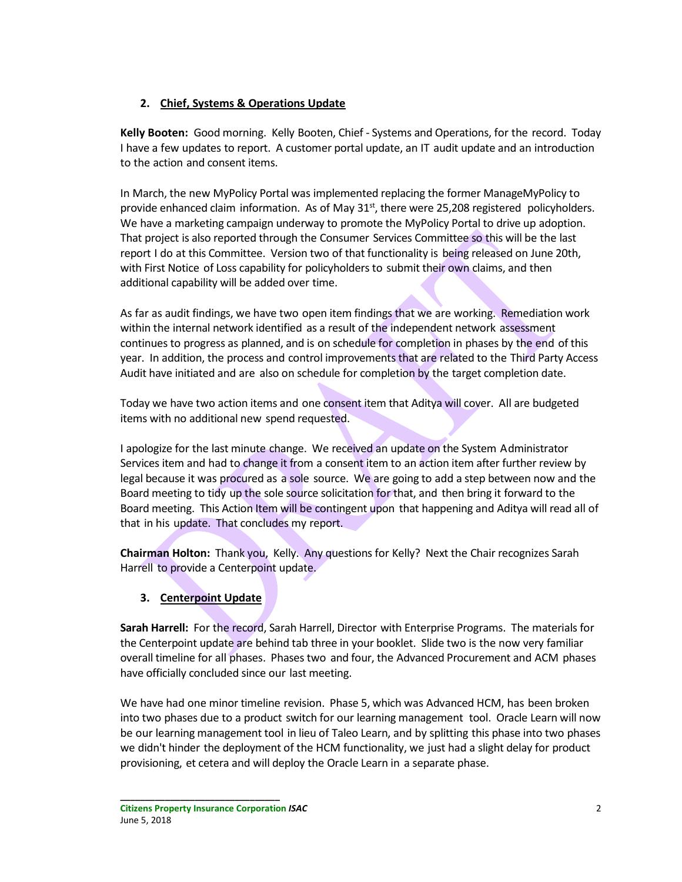## 2. Chief, Systems & Operations Update

**Kelly Booten:** Good morning. Kelly Booten, Chief - Systems and Operations, for the record. Today I have a few updates to report. A customer portal update, an IT audit update and an introduction to the action and consent items.

In March, the new MyPolicy Portal was implemented replacing the former ManageMyPolicy to provide enhanced claim information. As of May 31st, there were 25,208 registered policyholders. We have a marketing campaign underway to promote the MyPolicy Portal to drive up adoption. That project is also reported through the Consumer Services Committee so this will be the last report I do at this Committee. Version two of that functionality is being released on June 20th, with First Notice of Loss capability for policyholders to submit their own claims, and then additional capability will be added over time.

As far as audit findings, we have two open item findings that we are working. Remediation work within the internal network identified as a result of the independent network assessment continues to progress as planned, and is on schedule for completion in phases by the end of this year. In addition, the process and control improvements that are related to the Third Party Access Audit have initiated and are also on schedule for completion by the target completion date.

Today we have two action items and one consent item that Aditya will cover. All are budgeted items with no additional new spend requested.

I apologize for the last minute change. We received an update on the System Administrator Services item and had to change it from a consent item to an action item after further review by legal because it was procured as a sole source. We are going to add a step between now and the Board meeting to tidy up the sole source solicitation for that, and then bring it forward to the Board meeting. This Action Item will be contingent upon that happening and Aditya will read all of that in his update. That concludes my report.

**Chairman Holton:** Thank you, Kelly. Any questions for Kelly? Next the Chair recognizes Sarah Harrell to provide a Centerpoint update.

## 3. Centerpoint Update

**Sarah Harrell:** For the record, Sarah Harrell, Director with Enterprise Programs. The materials for the Centerpoint update are behind tab three in your booklet. Slide two is the now very familiar overall timeline for all phases. Phases two and four, the Advanced Procurement and ACM phases have officially concluded since our last meeting.

We have had one minor timeline revision. Phase 5, which was Advanced HCM, has been broken into two phases due to a product switch for our learning management tool. Oracle Learn will now be our learning management tool in lieu of Taleo Learn, and by splitting this phase into two phases we didn't hinder the deployment of the HCM functionality, we just had a slight delay for product provisioning, et cetera and will deploy the Oracle Learn in a separate phase.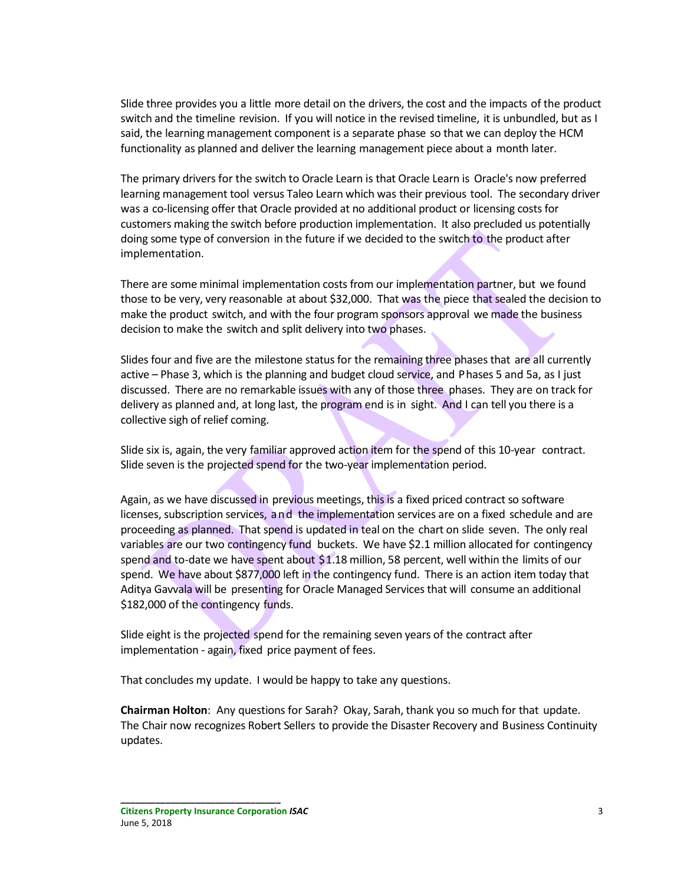Slide three provides you a little more detail on the drivers, the cost and the impacts of the product switch and the timeline revision. If you will notice in the revised timeline, it is unbundled, but as I said, the learning management component is a separate phase so that we can deploy the HCM functionality as planned and deliver the learning management piece about a month later.

The primary drivers for the switch to Oracle Learn is that Oracle Learn is Oracle's now preferred learning management tool versus Taleo Learn which was their previous tool. The secondary driver was a co-licensing offer that Oracle provided at no additional product or licensing costs for customers making the switch before production implementation. It also precluded us potentially doing some type of conversion in the future if we decided to the switch to the product after implementation.

There are some minimal implementation costs from our implementation partner, but we found those to be very, very reasonable at about $32,000. That was the piece that sealed the decision to make the product switch, and with the four program sponsors approval we made the business decision to make the switch and split delivery into two phases.

Slides four and five are the milestone status for the remaining three phases that are all currently active – Phase 3, which is the planning and budget cloud service, and Phases 5 and 5a, as I just discussed. There are no remarkable issues with any of those three phases. They are on track for delivery as planned and, at long last, the program end is in sight. And I can tell you there is a collective sigh of relief coming.

Slide six is, again, the very familiar approved action item for the spend of this 10-year contract. Slide seven is the projected spend for the two-year implementation period.

Again, as we have discussed in previous meetings, this is a fixed priced contract so software licenses, subscription services, and the implementation services are on a fixed schedule and are proceeding as planned. That spend is updated in teal on the chart on slide seven. The only real variables are our two contingency fund buckets. We have $2.1 million allocated for contingency spend and to-date we have spent about $1.18 million, 58 percent, well within the limits of our spend. We have about $877,000 left in the contingency fund. There is an action item today that Aditya Gavvala will be presenting for Oracle Managed Services that will consume an additional $182,000 of the contingency funds.

Slide eight is the projected spend for the remaining seven years of the contract after implementation - again, fixed price payment of fees.

That concludes my update. I would be happy to take any questions.

**Chairman Holton**: Any questions for Sarah? Okay, Sarah, thank you so much for that update. The Chair now recognizes Robert Sellers to provide the Disaster Recovery and Business Continuity updates.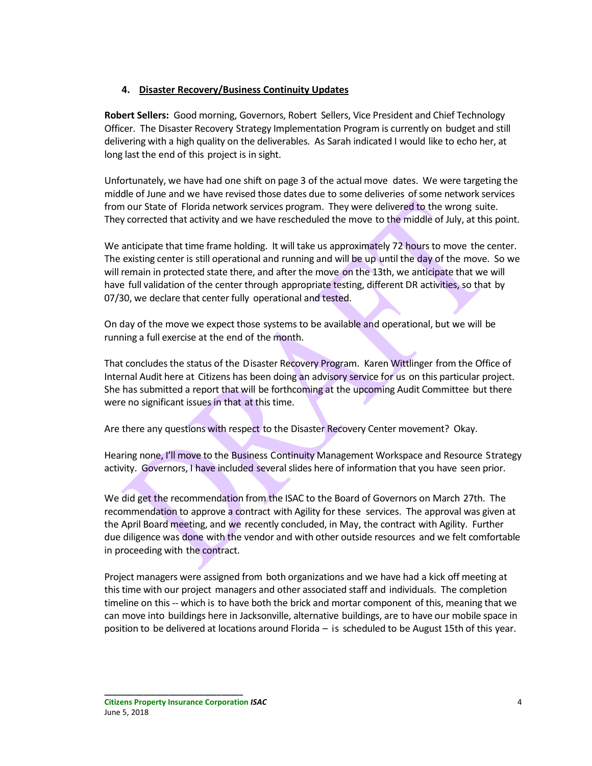## 4. Disaster Recovery/Business Continuity Updates

**Robert Sellers:** Good morning, Governors, Robert Sellers, Vice President and Chief Technology Officer. The Disaster Recovery Strategy Implementation Program is currently on budget and still delivering with a high quality on the deliverables. As Sarah indicated I would like to echo her, at long last the end of this project is in sight.

Unfortunately, we have had one shift on page 3 of the actual move dates. We were targeting the middle of June and we have revised those dates due to some deliveries of some network services from our State of Florida network services program. They were delivered to the wrong suite. They corrected that activity and we have rescheduled the move to the middle of July, at this point.

We anticipate that time frame holding. It will take us approximately 72 hours to move the center. The existing center is still operational and running and will be up until the day of the move. So we will remain in protected state there, and after the move on the 13th, we anticipate that we will have full validation of the center through appropriate testing, different DR activities, so that by 07/30, we declare that center fully operational and tested.

On day of the move we expect those systems to be available and operational, but we will be running a full exercise at the end of the month.

That concludes the status of the Disaster Recovery Program. Karen Wittlinger from the Office of Internal Audit here at Citizens has been doing an advisory service for us on this particular project. She has submitted a report that will be forthcoming at the upcoming Audit Committee but there were no significant issues in that at this time.

Are there any questions with respect to the Disaster Recovery Center movement? Okay.

Hearing none, I'll move to the Business Continuity Management Workspace and Resource Strategy activity. Governors, I have included several slides here of information that you have seen prior.

We did get the recommendation from the ISAC to the Board of Governors on March 27th. The recommendation to approve a contract with Agility for these services. The approval was given at the April Board meeting, and we recently concluded, in May, the contract with Agility. Further due diligence was done with the vendor and with other outside resources and we felt comfortable in proceeding with the contract.

Project managers were assigned from both organizations and we have had a kick off meeting at this time with our project managers and other associated staff and individuals. The completion timeline on this -- which is to have both the brick and mortar component of this, meaning that we can move into buildings here in Jacksonville, alternative buildings, are to have our mobile space in position to be delivered at locations around Florida – is scheduled to be August 15th of this year.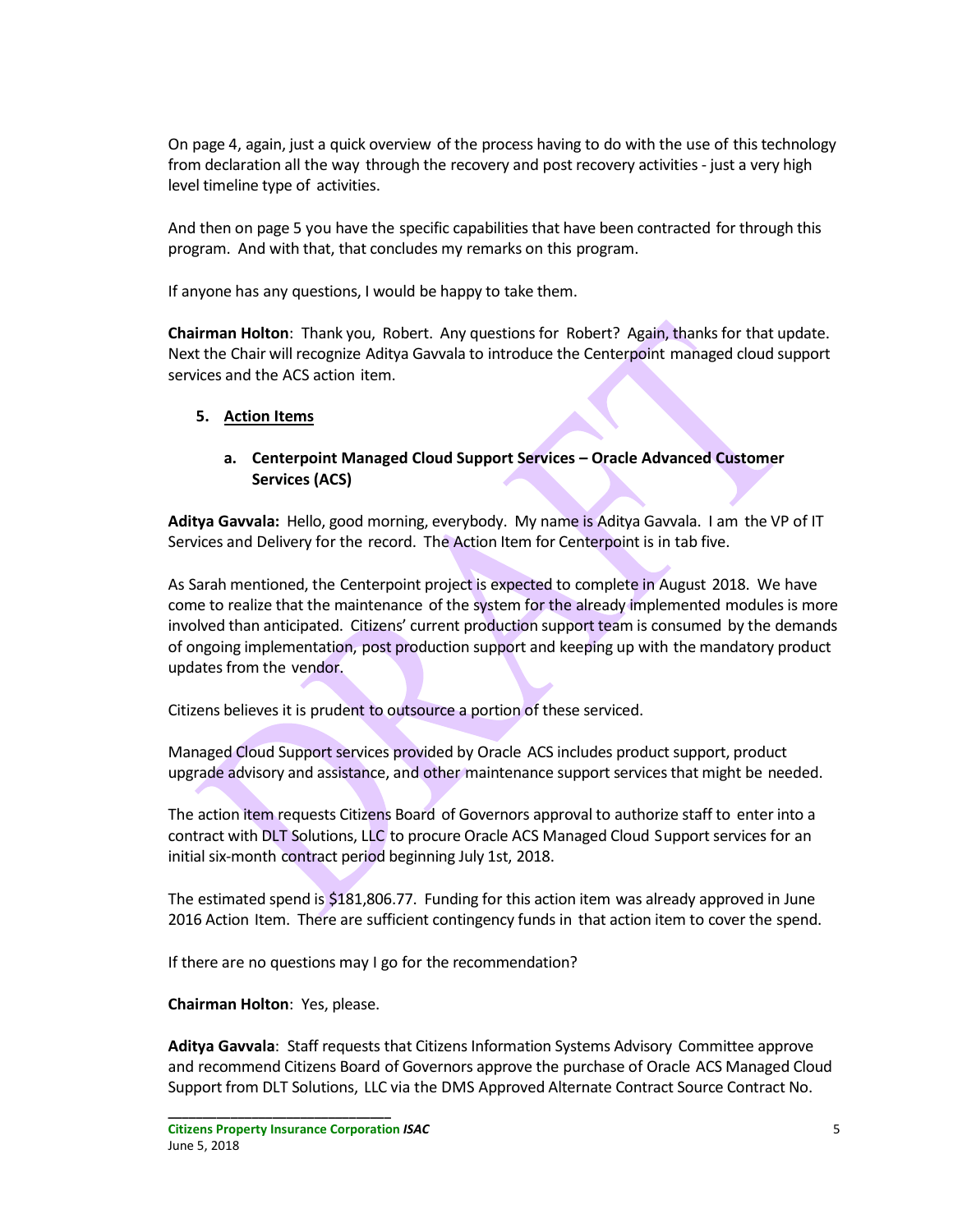On page 4, again, just a quick overview of the process having to do with the use of this technology from declaration all the way through the recovery and post recovery activities - just a very high level timeline type of activities.

And then on page 5 you have the specific capabilities that have been contracted for through this program. And with that, that concludes my remarks on this program.

If anyone has any questions, I would be happy to take them.

**Chairman Holton**: Thank you, Robert. Any questions for Robert? Again, thanks for that update. Next the Chair will recognize Aditya Gavvala to introduce the Centerpoint managed cloud support services and the ACS action item.

5. **Action Items**

   a. **Centerpoint Managed Cloud Support Services – Oracle Advanced Customer Services (ACS)**

**Aditya Gavvala:** Hello, good morning, everybody. My name is Aditya Gavvala. I am the VP of IT Services and Delivery for the record. The Action Item for Centerpoint is in tab five.

As Sarah mentioned, the Centerpoint project is expected to complete in August 2018. We have come to realize that the maintenance of the system for the already implemented modules is more involved than anticipated. Citizens' current production support team is consumed by the demands of ongoing implementation, post production support and keeping up with the mandatory product updates from the vendor.

Citizens believes it is prudent to outsource a portion of these serviced.

Managed Cloud Support services provided by Oracle ACS includes product support, product upgrade advisory and assistance, and other maintenance support services that might be needed.

The action item requests Citizens Board of Governors approval to authorize staff to enter into a contract with DLT Solutions, LLC to procure Oracle ACS Managed Cloud Support services for an initial six-month contract period beginning July 1st, 2018.

The estimated spend is $181,806.77. Funding for this action item was already approved in June 2016 Action Item. There are sufficient contingency funds in that action item to cover the spend.

If there are no questions may I go for the recommendation?

**Chairman Holton**: Yes, please.

**Aditya Gavvala**: Staff requests that Citizens Information Systems Advisory Committee approve and recommend Citizens Board of Governors approve the purchase of Oracle ACS Managed Cloud Support from DLT Solutions, LLC via the DMS Approved Alternate Contract Source Contract No.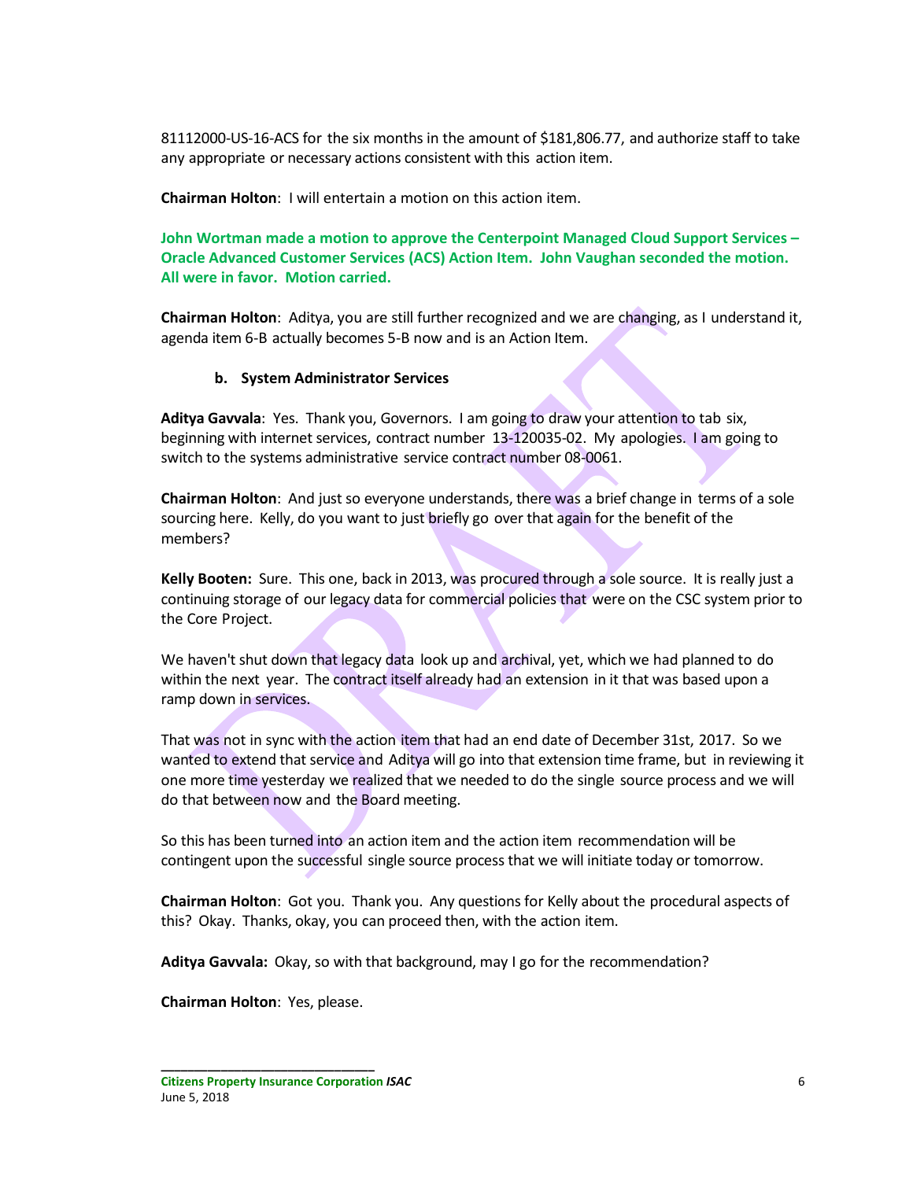81112000-US-16-ACS for the six months in the amount of $181,806.77, and authorize staff to take any appropriate or necessary actions consistent with this action item.

**Chairman Holton**: I will entertain a motion on this action item.

**John Wortman made a motion to approve the Centerpoint Managed Cloud Support Services – Oracle Advanced Customer Services (ACS) Action Item. John Vaughan seconded the motion. All were in favor. Motion carried.**

**Chairman Holton**: Aditya, you are still further recognized and we are changing, as I understand it, agenda item 6-B actually becomes 5-B now and is an Action Item.

**b. System Administrator Services**

**Aditya Gavvala**: Yes. Thank you, Governors. I am going to draw your attention to tab six, beginning with internet services, contract number 13-120035-02. My apologies. I am going to switch to the systems administrative service contract number 08-0061.

**Chairman Holton**: And just so everyone understands, there was a brief change in terms of a sole sourcing here. Kelly, do you want to just briefly go over that again for the benefit of the members?

**Kelly Booten:** Sure. This one, back in 2013, was procured through a sole source. It is really just a continuing storage of our legacy data for commercial policies that were on the CSC system prior to the Core Project.

We haven't shut down that legacy data look up and archival, yet, which we had planned to do within the next year. The contract itself already had an extension in it that was based upon a ramp down in services.

That was not in sync with the action item that had an end date of December 31st, 2017. So we wanted to extend that service and Aditya will go into that extension time frame, but in reviewing it one more time yesterday we realized that we needed to do the single source process and we will do that between now and the Board meeting.

So this has been turned into an action item and the action item recommendation will be contingent upon the successful single source process that we will initiate today or tomorrow.

**Chairman Holton**: Got you. Thank you. Any questions for Kelly about the procedural aspects of this? Okay. Thanks, okay, you can proceed then, with the action item.

**Aditya Gavvala:** Okay, so with that background, may I go for the recommendation?

**Chairman Holton**: Yes, please.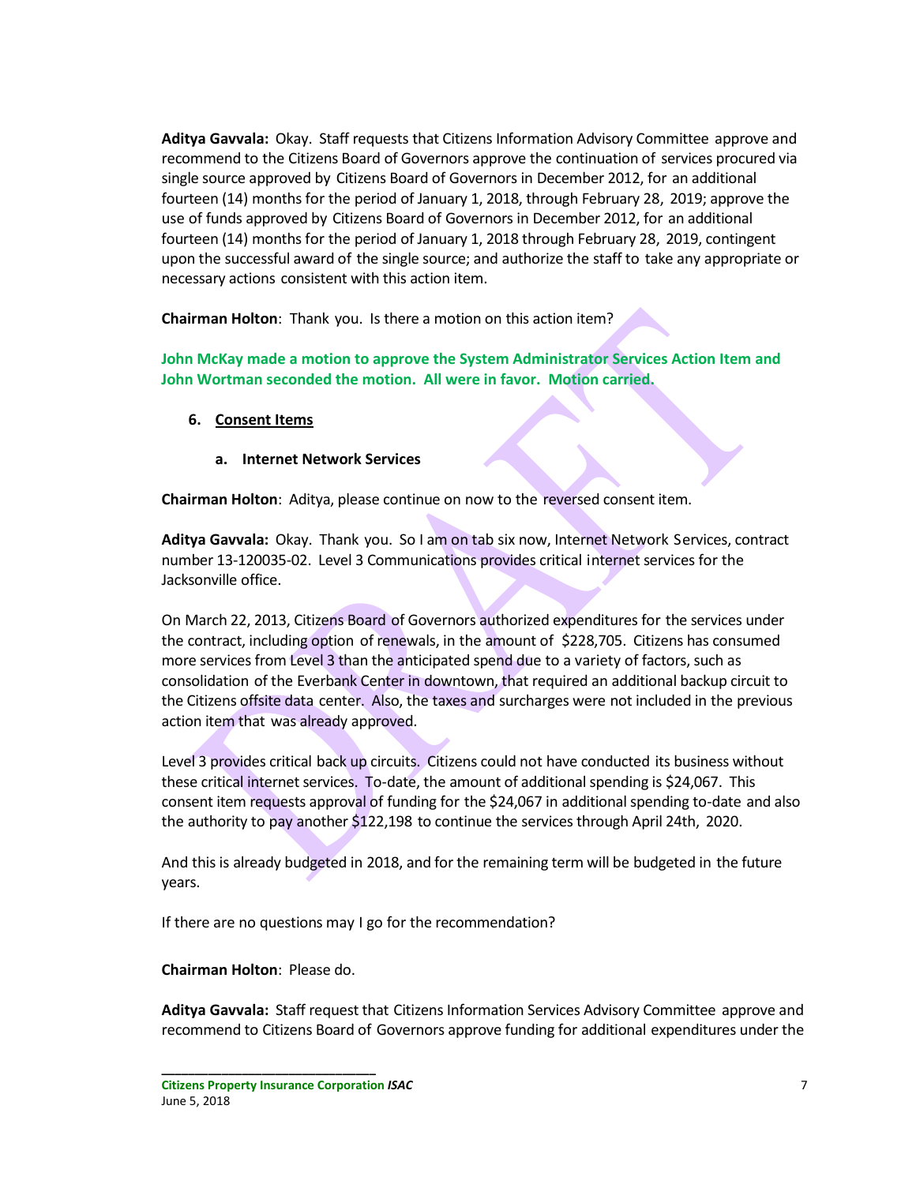**Aditya Gavvala:** Okay. Staff requests that Citizens Information Advisory Committee approve and recommend to the Citizens Board of Governors approve the continuation of services procured via single source approved by Citizens Board of Governors in December 2012, for an additional fourteen (14) months for the period of January 1, 2018, through February 28, 2019; approve the use of funds approved by Citizens Board of Governors in December 2012, for an additional fourteen (14) months for the period of January 1, 2018 through February 28, 2019, contingent upon the successful award of the single source; and authorize the staff to take any appropriate or necessary actions consistent with this action item.

**Chairman Holton**: Thank you. Is there a motion on this action item?

**John McKay made a motion to approve the System Administrator Services Action Item and John Wortman seconded the motion. All were in favor. Motion carried.**

6. **Consent Items**

   a. **Internet Network Services**

**Chairman Holton**: Aditya, please continue on now to the reversed consent item.

**Aditya Gavvala:** Okay. Thank you. So I am on tab six now, Internet Network Services, contract number 13-120035-02. Level 3 Communications provides critical internet services for the Jacksonville office.

On March 22, 2013, Citizens Board of Governors authorized expenditures for the services under the contract, including option of renewals, in the amount of $228,705. Citizens has consumed more services from Level 3 than the anticipated spend due to a variety of factors, such as consolidation of the Everbank Center in downtown, that required an additional backup circuit to the Citizens offsite data center. Also, the taxes and surcharges were not included in the previous action item that was already approved.

Level 3 provides critical back up circuits. Citizens could not have conducted its business without these critical internet services. To-date, the amount of additional spending is $24,067. This consent item requests approval of funding for the $24,067 in additional spending to-date and also the authority to pay another $122,198 to continue the services through April 24th, 2020.

And this is already budgeted in 2018, and for the remaining term will be budgeted in the future years.

If there are no questions may I go for the recommendation?

**Chairman Holton**: Please do.

**Aditya Gavvala:** Staff request that Citizens Information Services Advisory Committee approve and recommend to Citizens Board of Governors approve funding for additional expenditures under the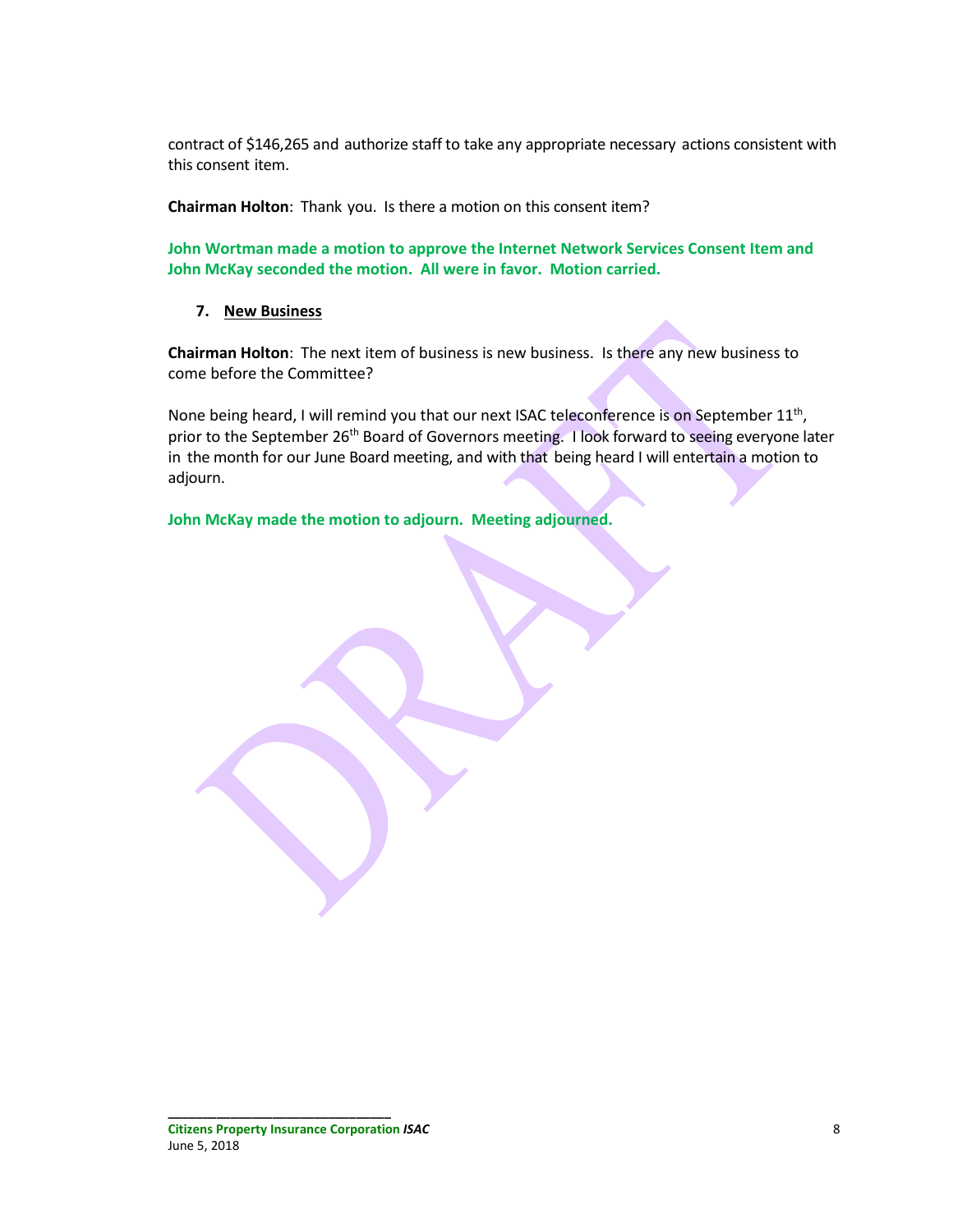contract of $146,265 and authorize staff to take any appropriate necessary actions consistent with this consent item.

**Chairman Holton**: Thank you. Is there a motion on this consent item?

**John Wortman made a motion to approve the Internet Network Services Consent Item and John McKay seconded the motion. All were in favor. Motion carried.**

## 7. New Business

**Chairman Holton**: The next item of business is new business. Is there any new business to come before the Committee?

None being heard, I will remind you that our next ISAC teleconference is on September 11th, prior to the September 26th Board of Governors meeting. I look forward to seeing everyone later in the month for our June Board meeting, and with that being heard I will entertain a motion to adjourn.

**John McKay made the motion to adjourn. Meeting adjourned.**